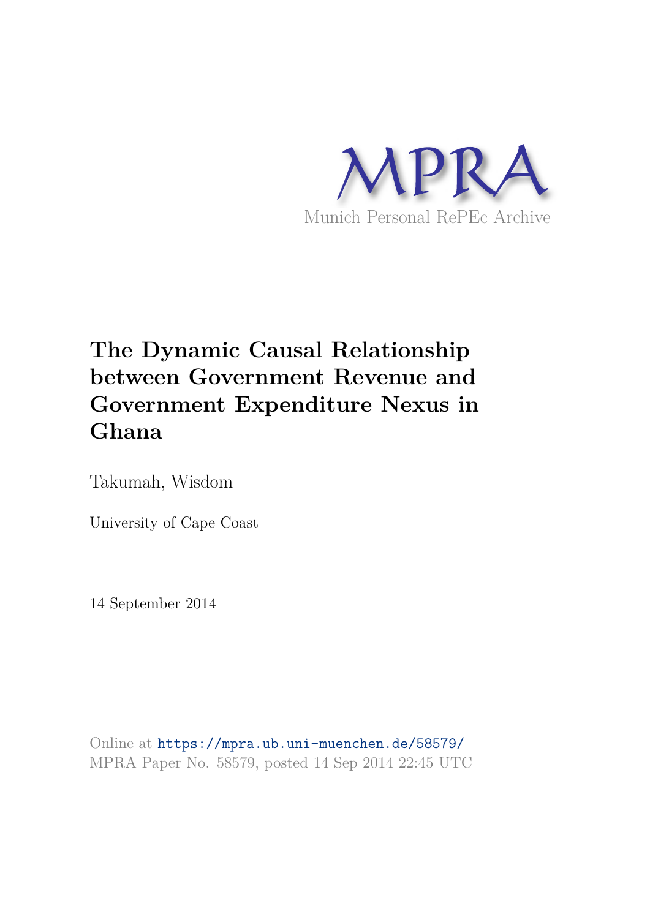MPRA

Munich Personal RePEc Archive

# The Dynamic Causal Relationship between Government Revenue and Government Expenditure Nexus in Ghana

Takumah, Wisdom

University of Cape Coast

14 September 2014

Online at https://mpra.ub.uni-muenchen.de/58579/
MPRA Paper No. 58579, posted 14 Sep 2014 22:45 UTC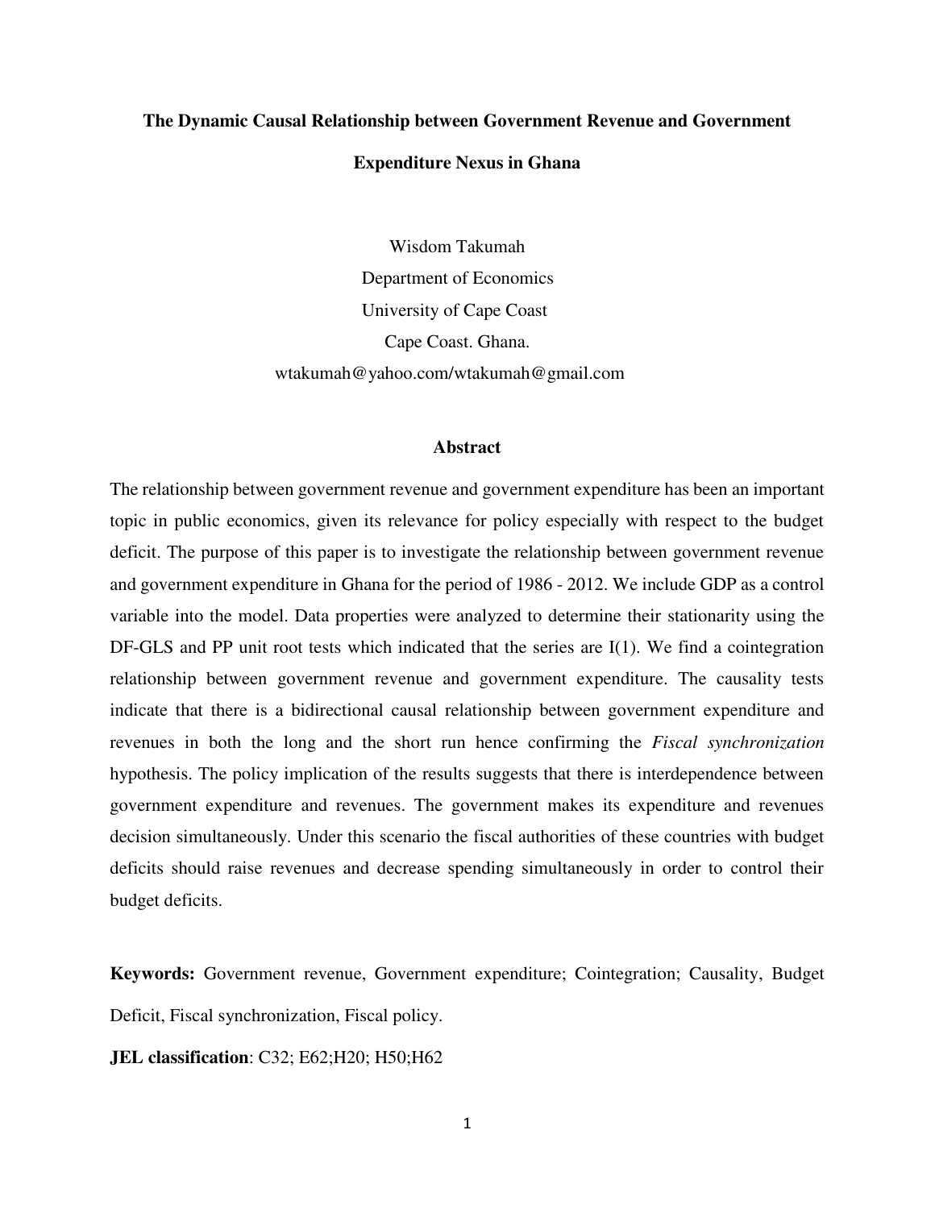# The Dynamic Causal Relationship between Government Revenue and Government Expenditure Nexus in Ghana

Wisdom Takumah
Department of Economics
University of Cape Coast
Cape Coast. Ghana.
wtakumah@yahoo.com/wtakumah@gmail.com

## Abstract

The relationship between government revenue and government expenditure has been an important topic in public economics, given its relevance for policy especially with respect to the budget deficit. The purpose of this paper is to investigate the relationship between government revenue and government expenditure in Ghana for the period of 1986 - 2012. We include GDP as a control variable into the model. Data properties were analyzed to determine their stationarity using the DF-GLS and PP unit root tests which indicated that the series are I(1). We find a cointegration relationship between government revenue and government expenditure. The causality tests indicate that there is a bidirectional causal relationship between government expenditure and revenues in both the long and the short run hence confirming the *Fiscal synchronization* hypothesis. The policy implication of the results suggests that there is interdependence between government expenditure and revenues. The government makes its expenditure and revenues decision simultaneously. Under this scenario the fiscal authorities of these countries with budget deficits should raise revenues and decrease spending simultaneously in order to control their budget deficits.

**Keywords:** Government revenue, Government expenditure; Cointegration; Causality, Budget Deficit, Fiscal synchronization, Fiscal policy.

**JEL classification**: C32; E62;H20; H50;H62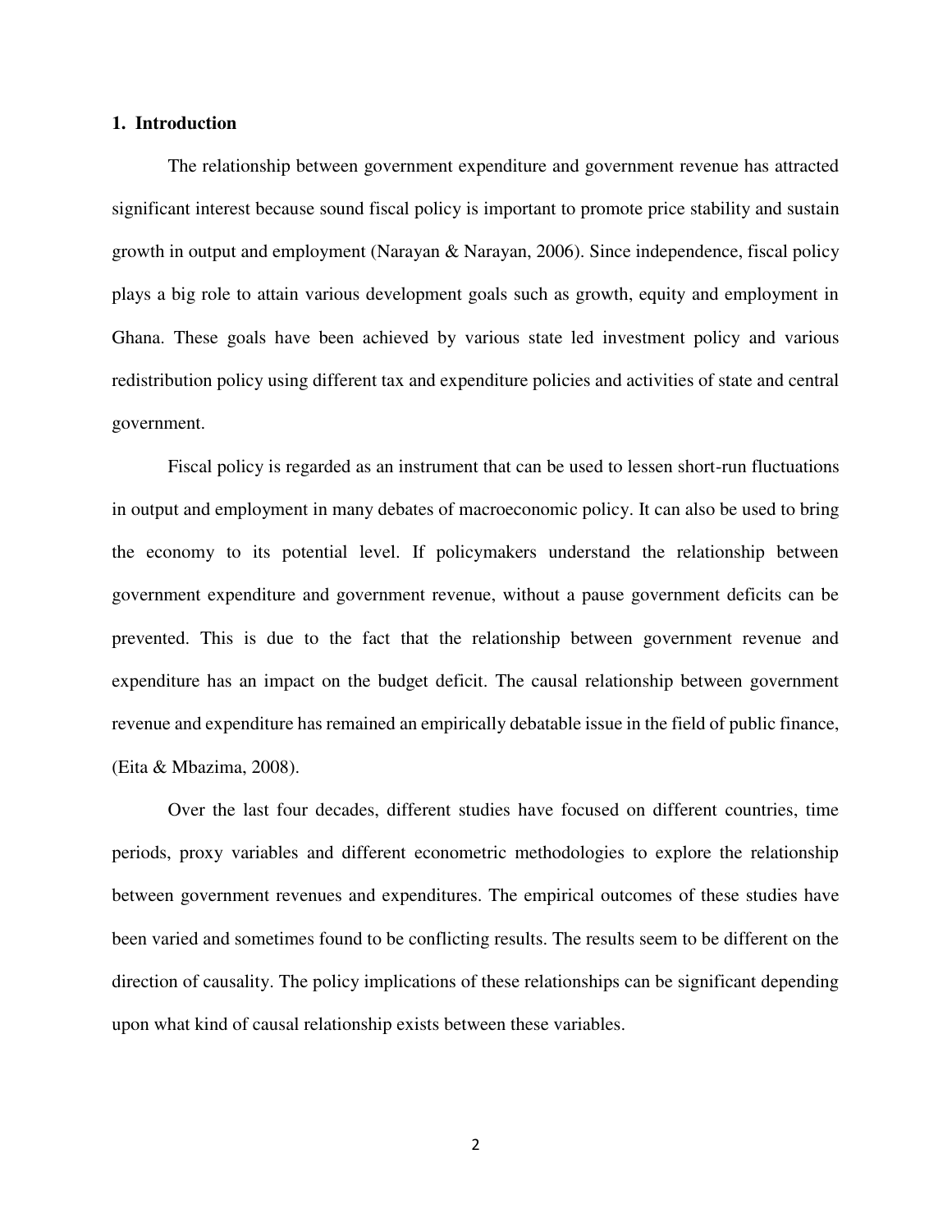# 1. Introduction

The relationship between government expenditure and government revenue has attracted significant interest because sound fiscal policy is important to promote price stability and sustain growth in output and employment (Narayan & Narayan, 2006). Since independence, fiscal policy plays a big role to attain various development goals such as growth, equity and employment in Ghana. These goals have been achieved by various state led investment policy and various redistribution policy using different tax and expenditure policies and activities of state and central government.

Fiscal policy is regarded as an instrument that can be used to lessen short-run fluctuations in output and employment in many debates of macroeconomic policy. It can also be used to bring the economy to its potential level. If policymakers understand the relationship between government expenditure and government revenue, without a pause government deficits can be prevented. This is due to the fact that the relationship between government revenue and expenditure has an impact on the budget deficit. The causal relationship between government revenue and expenditure has remained an empirically debatable issue in the field of public finance, (Eita & Mbazima, 2008).

Over the last four decades, different studies have focused on different countries, time periods, proxy variables and different econometric methodologies to explore the relationship between government revenues and expenditures. The empirical outcomes of these studies have been varied and sometimes found to be conflicting results. The results seem to be different on the direction of causality. The policy implications of these relationships can be significant depending upon what kind of causal relationship exists between these variables.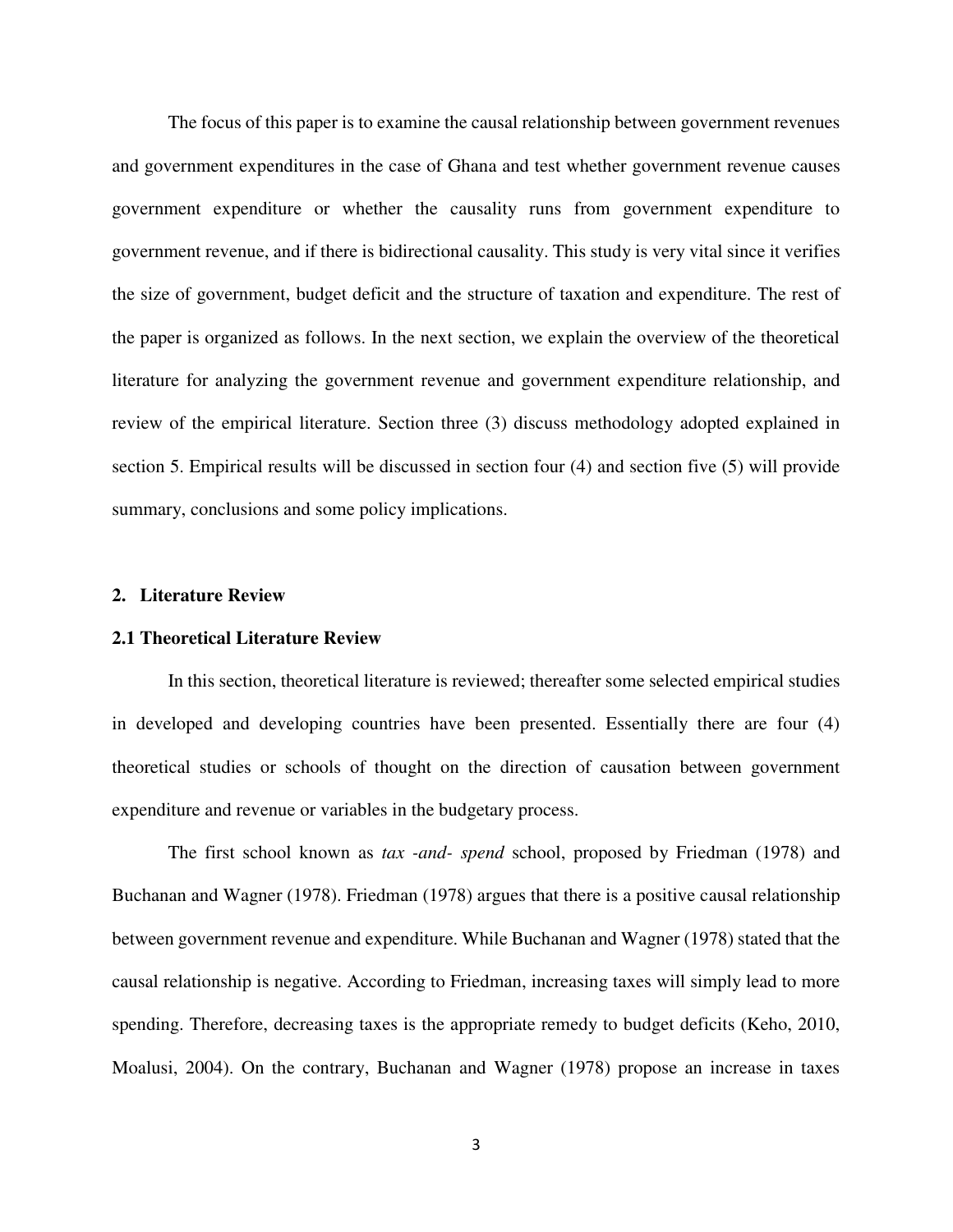The focus of this paper is to examine the causal relationship between government revenues and government expenditures in the case of Ghana and test whether government revenue causes government expenditure or whether the causality runs from government expenditure to government revenue, and if there is bidirectional causality. This study is very vital since it verifies the size of government, budget deficit and the structure of taxation and expenditure. The rest of the paper is organized as follows. In the next section, we explain the overview of the theoretical literature for analyzing the government revenue and government expenditure relationship, and review of the empirical literature. Section three (3) discuss methodology adopted explained in section 5. Empirical results will be discussed in section four (4) and section five (5) will provide summary, conclusions and some policy implications.

## 2. Literature Review

### 2.1 Theoretical Literature Review

In this section, theoretical literature is reviewed; thereafter some selected empirical studies in developed and developing countries have been presented. Essentially there are four (4) theoretical studies or schools of thought on the direction of causation between government expenditure and revenue or variables in the budgetary process.

The first school known as *tax -and- spend* school, proposed by Friedman (1978) and Buchanan and Wagner (1978). Friedman (1978) argues that there is a positive causal relationship between government revenue and expenditure. While Buchanan and Wagner (1978) stated that the causal relationship is negative. According to Friedman, increasing taxes will simply lead to more spending. Therefore, decreasing taxes is the appropriate remedy to budget deficits (Keho, 2010, Moalusi, 2004). On the contrary, Buchanan and Wagner (1978) propose an increase in taxes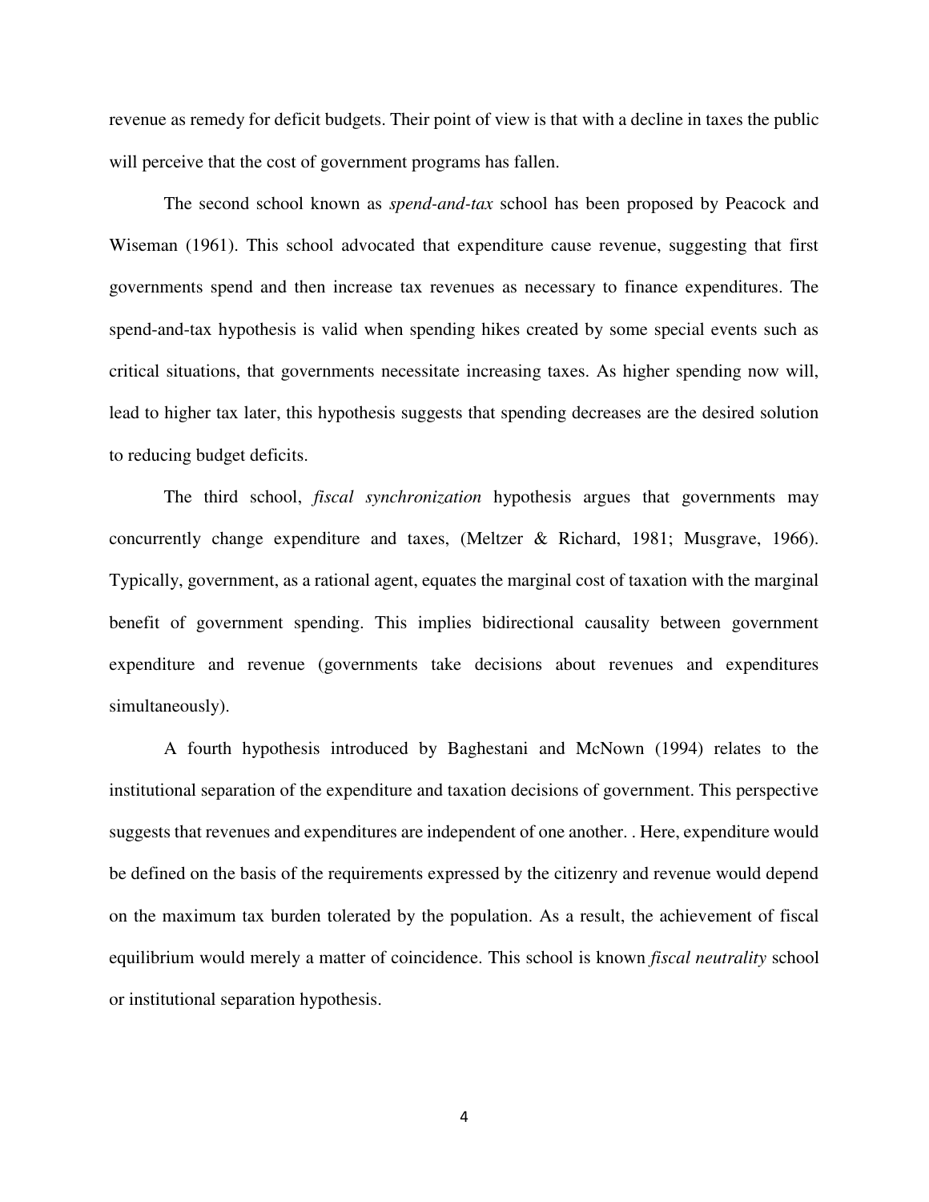revenue as remedy for deficit budgets. Their point of view is that with a decline in taxes the public will perceive that the cost of government programs has fallen.

The second school known as *spend-and-tax* school has been proposed by Peacock and Wiseman (1961). This school advocated that expenditure cause revenue, suggesting that first governments spend and then increase tax revenues as necessary to finance expenditures. The spend-and-tax hypothesis is valid when spending hikes created by some special events such as critical situations, that governments necessitate increasing taxes. As higher spending now will, lead to higher tax later, this hypothesis suggests that spending decreases are the desired solution to reducing budget deficits.

The third school, *fiscal synchronization* hypothesis argues that governments may concurrently change expenditure and taxes, (Meltzer & Richard, 1981; Musgrave, 1966). Typically, government, as a rational agent, equates the marginal cost of taxation with the marginal benefit of government spending. This implies bidirectional causality between government expenditure and revenue (governments take decisions about revenues and expenditures simultaneously).

A fourth hypothesis introduced by Baghestani and McNown (1994) relates to the institutional separation of the expenditure and taxation decisions of government. This perspective suggests that revenues and expenditures are independent of one another. . Here, expenditure would be defined on the basis of the requirements expressed by the citizenry and revenue would depend on the maximum tax burden tolerated by the population. As a result, the achievement of fiscal equilibrium would merely a matter of coincidence. This school is known *fiscal neutrality* school or institutional separation hypothesis.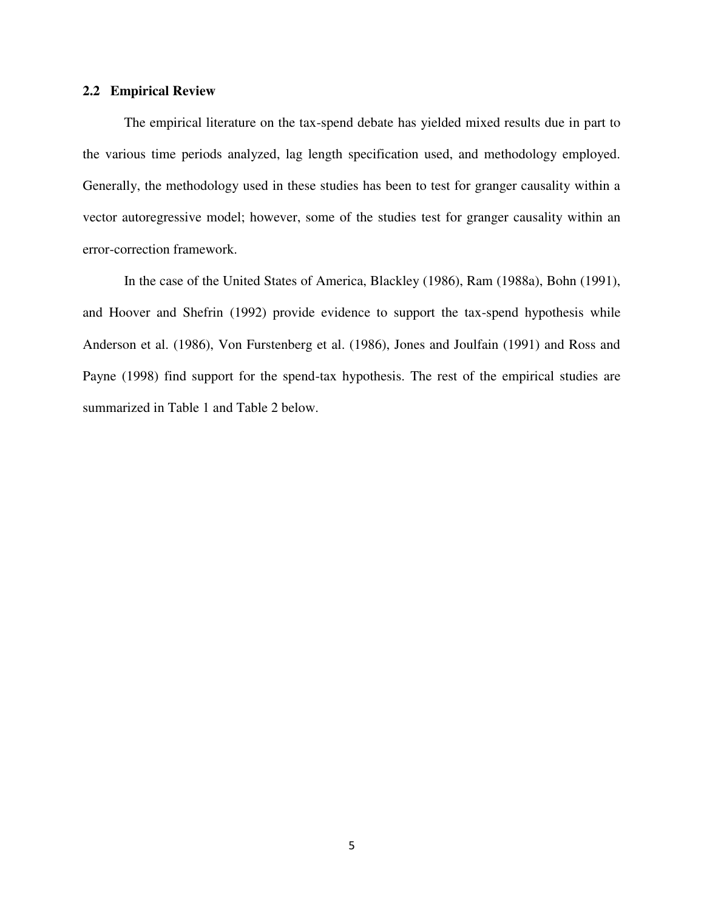## 2.2 Empirical Review

The empirical literature on the tax-spend debate has yielded mixed results due in part to the various time periods analyzed, lag length specification used, and methodology employed. Generally, the methodology used in these studies has been to test for granger causality within a vector autoregressive model; however, some of the studies test for granger causality within an error-correction framework.

In the case of the United States of America, Blackley (1986), Ram (1988a), Bohn (1991), and Hoover and Shefrin (1992) provide evidence to support the tax-spend hypothesis while Anderson et al. (1986), Von Furstenberg et al. (1986), Jones and Joulfain (1991) and Ross and Payne (1998) find support for the spend-tax hypothesis. The rest of the empirical studies are summarized in Table 1 and Table 2 below.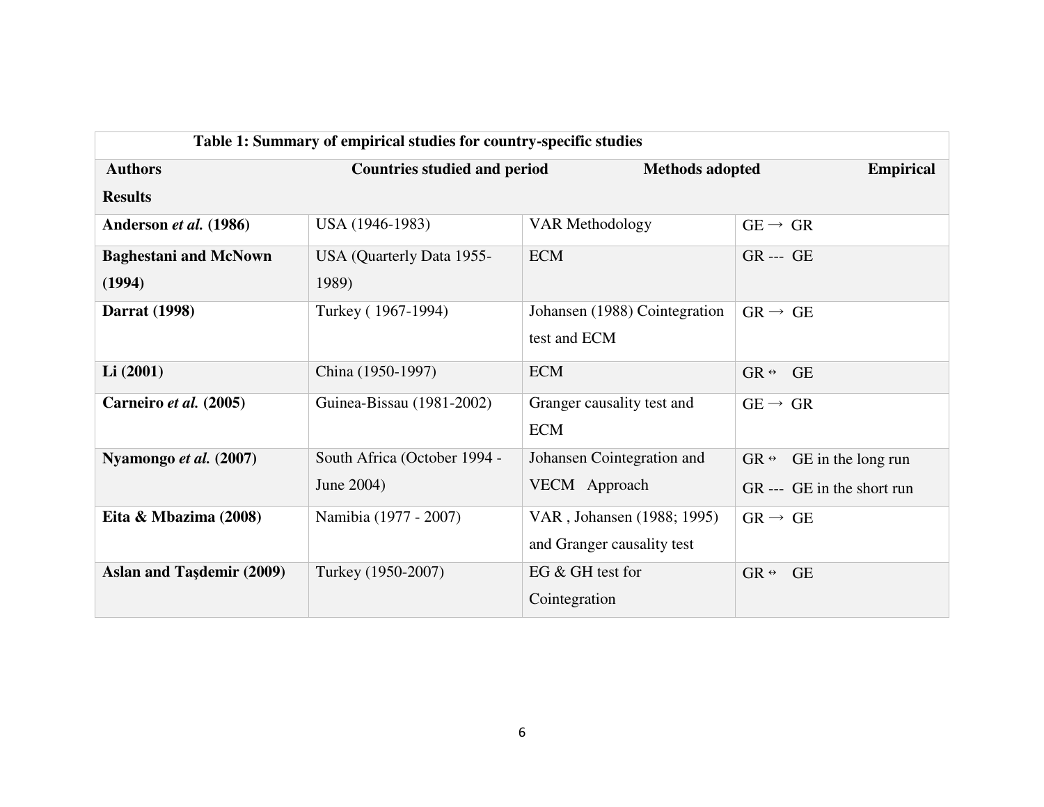**Table 1: Summary of empirical studies for country-specific studies**

| Authors | Countries studied and period | Methods adopted | Empirical Results |
|---|---|---|---|
| **Anderson *et al.* (1986)** | USA (1946-1983) | VAR Methodology | GE → GR |
| **Baghestani and McNown (1994)** | USA (Quarterly Data 1955-1989) | ECM | GR --- GE |
| **Darrat (1998)** | Turkey ( 1967-1994) | Johansen (1988) Cointegration test and ECM | GR → GE |
| **Li (2001)** | China (1950-1997) | ECM | GR ↔ GE |
| **Carneiro *et al.* (2005)** | Guinea-Bissau (1981-2002) | Granger causality test and ECM | GE → GR |
| **Nyamongo *et al.* (2007)** | South Africa (October 1994 - June 2004) | Johansen Cointegration and VECM Approach | GR ↔ GE in the long run<br>GR --- GE in the short run |
| **Eita & Mbazima (2008)** | Namibia (1977 - 2007) | VAR , Johansen (1988; 1995) and Granger causality test | GR → GE |
| **Aslan and Taşdemir (2009)** | Turkey (1950-2007) | EG & GH test for Cointegration | GR ↔ GE |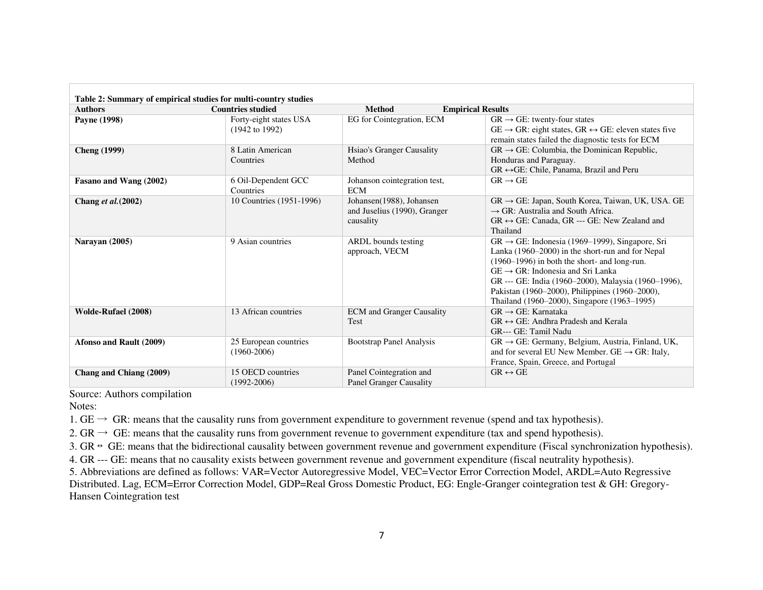**Table 2: Summary of empirical studies for multi-country studies**

| Authors | Countries studied | Method | Empirical Results |
|---|---|---|---|
| **Payne (1998)** | Forty-eight states USA (1942 to 1992) | EG for Cointegration, ECM | GR → GE: twenty-four states GE → GR: eight states, GR ↔ GE: eleven states five remain states failed the diagnostic tests for ECM |
| **Cheng (1999)** | 8 Latin American Countries | Hsiao's Granger Causality Method | GR → GE: Columbia, the Dominican Republic, Honduras and Paraguay. GR ↔GE: Chile, Panama, Brazil and Peru |
| **Fasano and Wang (2002)** | 6 Oil-Dependent GCC Countries | Johanson cointegration test, ECM | GR → GE |
| **Chang *et al.*(2002)** | 10 Countries (1951-1996) | Johansen(1988), Johansen and Juselius (1990), Granger causality | GR → GE: Japan, South Korea, Taiwan, UK, USA. GE → GR: Australia and South Africa. GR ↔ GE: Canada, GR --- GE: New Zealand and Thailand |
| **Narayan (2005)** | 9 Asian countries | ARDL bounds testing approach, VECM | GR → GE: Indonesia (1969–1999), Singapore, Sri Lanka (1960–2000) in the short-run and for Nepal (1960–1996) in both the short- and long-run. GE → GR: Indonesia and Sri Lanka GR --- GE: India (1960–2000), Malaysia (1960–1996), Pakistan (1960–2000), Philippines (1960–2000), Thailand (1960–2000), Singapore (1963–1995) |
| **Wolde-Rufael (2008)** | 13 African countries | ECM and Granger Causality Test | GR → GE: Karnataka GR ↔ GE: Andhra Pradesh and Kerala GR--- GE: Tamil Nadu |
| **Afonso and Rault (2009)** | 25 European countries (1960-2006) | Bootstrap Panel Analysis | GR → GE: Germany, Belgium, Austria, Finland, UK, and for several EU New Member. GE → GR: Italy, France, Spain, Greece, and Portugal |
| **Chang and Chiang (2009)** | 15 OECD countries (1992-2006) | Panel Cointegration and Panel Granger Causality | GR ↔ GE |

Source: Authors compilation

Notes:

1. GE → GR: means that the causality runs from government expenditure to government revenue (spend and tax hypothesis).
2. GR → GE: means that the causality runs from government revenue to government expenditure (tax and spend hypothesis).
3. GR ↔ GE: means that the bidirectional causality between government revenue and government expenditure (Fiscal synchronization hypothesis).
4. GR --- GE: means that no causality exists between government revenue and government expenditure (fiscal neutrality hypothesis).
5. Abbreviations are defined as follows: VAR=Vector Autoregressive Model, VEC=Vector Error Correction Model, ARDL=Auto Regressive Distributed. Lag, ECM=Error Correction Model, GDP=Real Gross Domestic Product, EG: Engle-Granger cointegration test & GH: Gregory-Hansen Cointegration test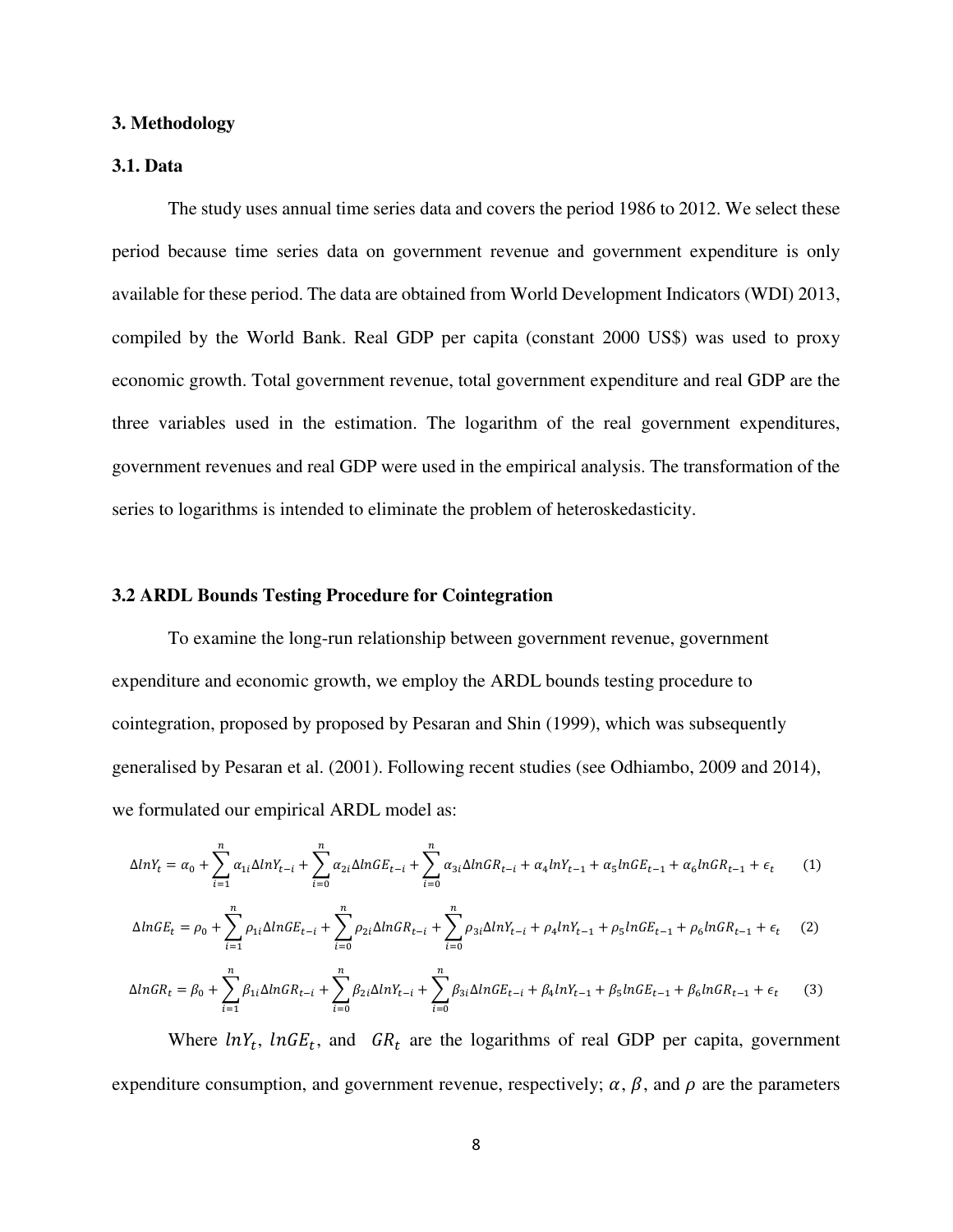## 3. Methodology

### 3.1. Data

The study uses annual time series data and covers the period 1986 to 2012. We select these period because time series data on government revenue and government expenditure is only available for these period. The data are obtained from World Development Indicators (WDI) 2013, compiled by the World Bank. Real GDP per capita (constant 2000 US$) was used to proxy economic growth. Total government revenue, total government expenditure and real GDP are the three variables used in the estimation. The logarithm of the real government expenditures, government revenues and real GDP were used in the empirical analysis. The transformation of the series to logarithms is intended to eliminate the problem of heteroskedasticity.

### 3.2 ARDL Bounds Testing Procedure for Cointegration

To examine the long-run relationship between government revenue, government expenditure and economic growth, we employ the ARDL bounds testing procedure to cointegration, proposed by proposed by Pesaran and Shin (1999), which was subsequently generalised by Pesaran et al. (2001). Following recent studies (see Odhiambo, 2009 and 2014), we formulated our empirical ARDL model as:

$$\Delta lnY_t = \alpha_0 + \sum_{i=1}^{n} \alpha_{1i} \Delta lnY_{t-i} + \sum_{i=0}^{n} \alpha_{2i} \Delta lnGE_{t-i} + \sum_{i=0}^{n} \alpha_{3i} \Delta lnGR_{t-i} + \alpha_4 lnY_{t-1} + \alpha_5 lnGE_{t-1} + \alpha_6 lnGR_{t-1} + \epsilon_t \quad (1)$$

$$\Delta lnGE_t = \rho_0 + \sum_{i=1}^{n} \rho_{1i} \Delta lnGE_{t-i} + \sum_{i=0}^{n} \rho_{2i} \Delta lnGR_{t-i} + \sum_{i=0}^{n} \rho_{3i} \Delta lnY_{t-i} + \rho_4 lnY_{t-1} + \rho_5 lnGE_{t-1} + \rho_6 lnGR_{t-1} + \epsilon_t \quad (2)$$

$$\Delta lnGR_t = \beta_0 + \sum_{i=1}^{n} \beta_{1i} \Delta lnGR_{t-i} + \sum_{i=0}^{n} \beta_{2i} \Delta lnY_{t-i} + \sum_{i=0}^{n} \beta_{3i} \Delta lnGE_{t-i} + \beta_4 lnY_{t-1} + \beta_5 lnGE_{t-1} + \beta_6 lnGR_{t-1} + \epsilon_t \quad (3)$$

Where $lnY_t$, $lnGE_t$, and $GR_t$ are the logarithms of real GDP per capita, government expenditure consumption, and government revenue, respectively; $\alpha$, $\beta$, and $\rho$ are the parameters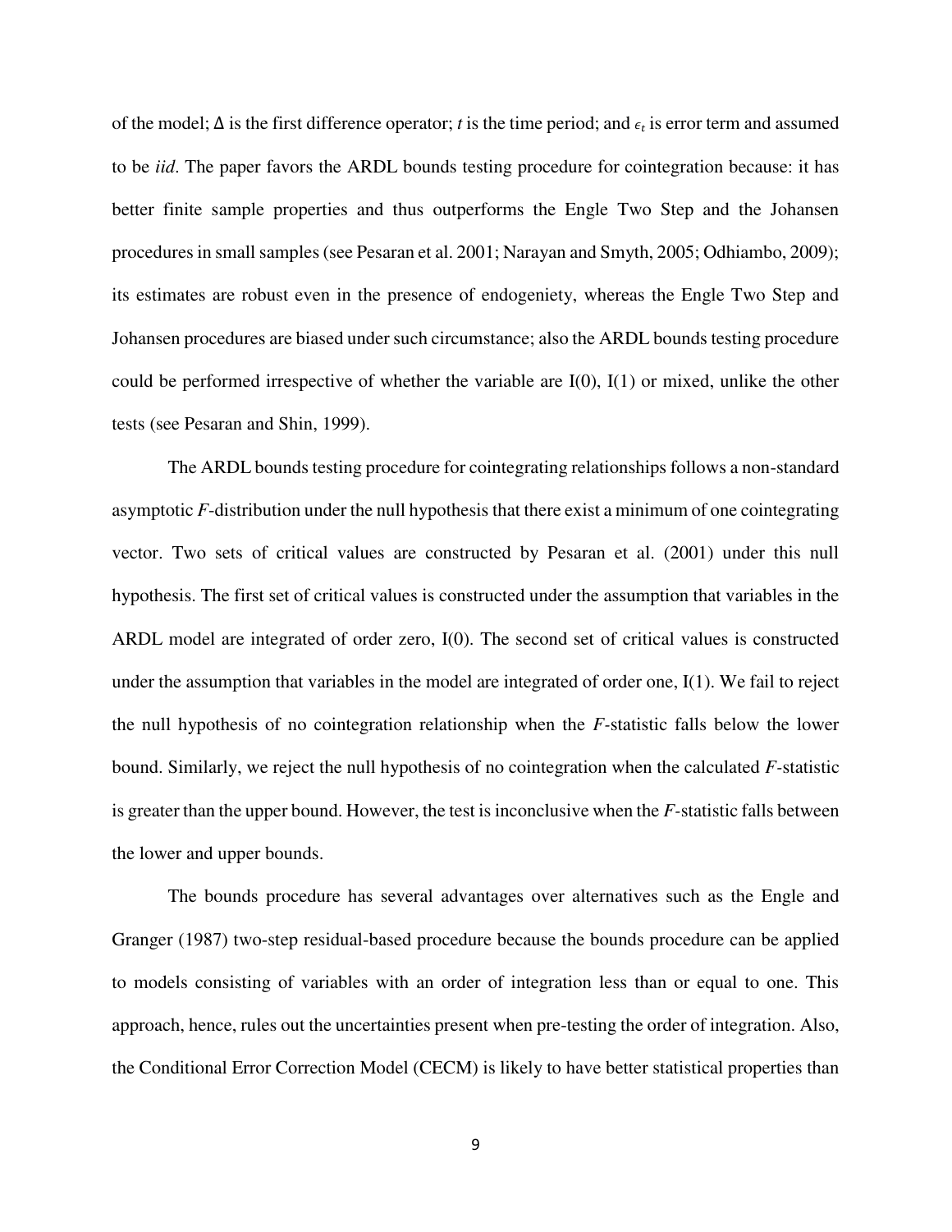of the model; $\Delta$ is the first difference operator; $t$ is the time period; and $\epsilon_t$ is error term and assumed to be *iid*. The paper favors the ARDL bounds testing procedure for cointegration because: it has better finite sample properties and thus outperforms the Engle Two Step and the Johansen procedures in small samples (see Pesaran et al. 2001; Narayan and Smyth, 2005; Odhiambo, 2009); its estimates are robust even in the presence of endogeniety, whereas the Engle Two Step and Johansen procedures are biased under such circumstance; also the ARDL bounds testing procedure could be performed irrespective of whether the variable are I(0), I(1) or mixed, unlike the other tests (see Pesaran and Shin, 1999).

The ARDL bounds testing procedure for cointegrating relationships follows a non-standard asymptotic *F*-distribution under the null hypothesis that there exist a minimum of one cointegrating vector. Two sets of critical values are constructed by Pesaran et al. (2001) under this null hypothesis. The first set of critical values is constructed under the assumption that variables in the ARDL model are integrated of order zero, I(0). The second set of critical values is constructed under the assumption that variables in the model are integrated of order one, I(1). We fail to reject the null hypothesis of no cointegration relationship when the *F*-statistic falls below the lower bound. Similarly, we reject the null hypothesis of no cointegration when the calculated *F*-statistic is greater than the upper bound. However, the test is inconclusive when the *F*-statistic falls between the lower and upper bounds.

The bounds procedure has several advantages over alternatives such as the Engle and Granger (1987) two-step residual-based procedure because the bounds procedure can be applied to models consisting of variables with an order of integration less than or equal to one. This approach, hence, rules out the uncertainties present when pre-testing the order of integration. Also, the Conditional Error Correction Model (CECM) is likely to have better statistical properties than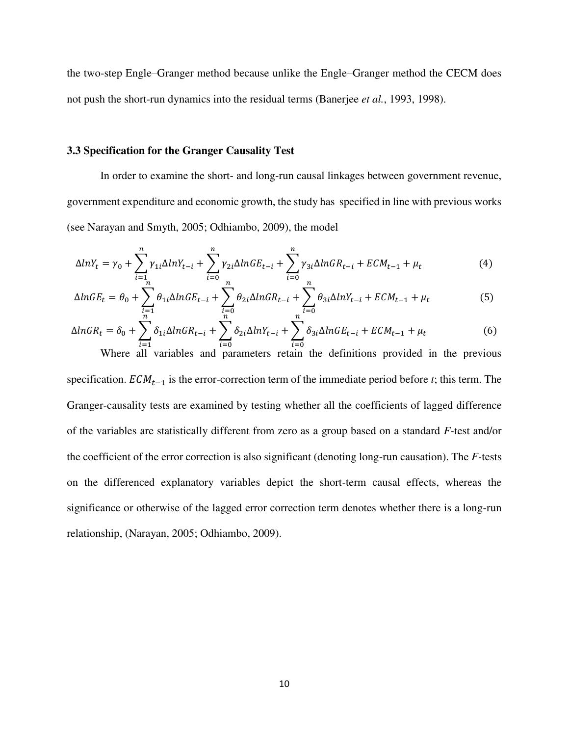the two-step Engle–Granger method because unlike the Engle–Granger method the CECM does not push the short-run dynamics into the residual terms (Banerjee *et al.*, 1993, 1998).

### 3.3 Specification for the Granger Causality Test

In order to examine the short- and long-run causal linkages between government revenue, government expenditure and economic growth, the study has specified in line with previous works (see Narayan and Smyth, 2005; Odhiambo, 2009), the model

$$\Delta lnY_t = \gamma_0 + \sum_{i=1}^{n} \gamma_{1i} \Delta lnY_{t-i} + \sum_{i=0}^{n} \gamma_{2i} \Delta lnGE_{t-i} + \sum_{i=0}^{n} \gamma_{3i} \Delta lnGR_{t-i} + ECM_{t-1} + \mu_t \tag{4}$$

$$\Delta lnGE_t = \theta_0 + \sum_{i=1}^{n} \theta_{1i} \Delta lnGE_{t-i} + \sum_{i=0}^{n} \theta_{2i} \Delta lnGR_{t-i} + \sum_{i=0}^{n} \theta_{3i} \Delta lnY_{t-i} + ECM_{t-1} + \mu_t \tag{5}$$

$$\Delta lnGR_t = \delta_0 + \sum_{i=1}^{n} \delta_{1i} \Delta lnGR_{t-i} + \sum_{i=0}^{n} \delta_{2i} \Delta lnY_{t-i} + \sum_{i=0}^{n} \delta_{3i} \Delta lnGE_{t-i} + ECM_{t-1} + \mu_t \tag{6}$$

Where all variables and parameters retain the definitions provided in the previous specification. $ECM_{t-1}$ is the error-correction term of the immediate period before *t*; this term. The Granger-causality tests are examined by testing whether all the coefficients of lagged difference of the variables are statistically different from zero as a group based on a standard $F$-test and/or the coefficient of the error correction is also significant (denoting long-run causation). The $F$-tests on the differenced explanatory variables depict the short-term causal effects, whereas the significance or otherwise of the lagged error correction term denotes whether there is a long-run relationship, (Narayan, 2005; Odhiambo, 2009).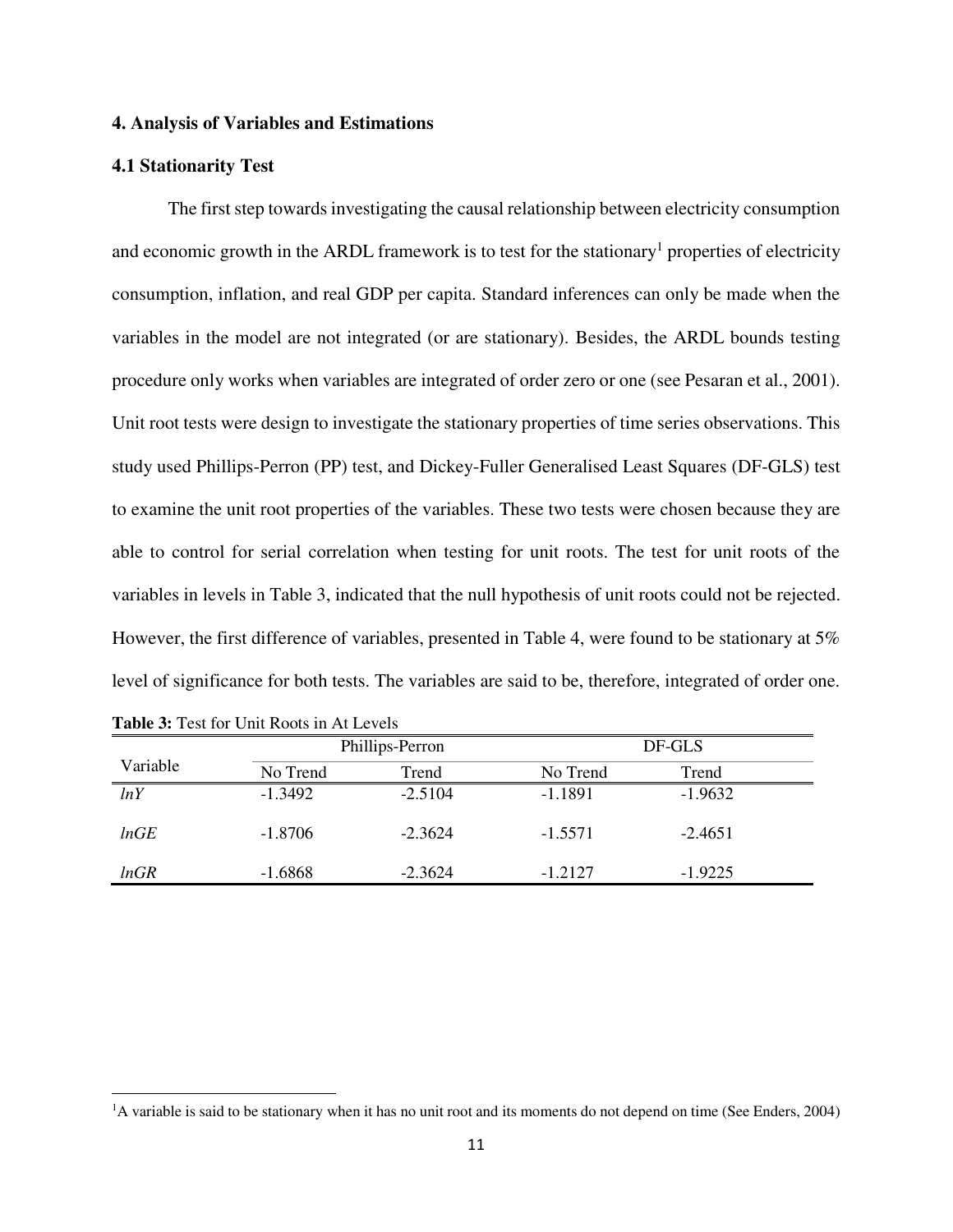## 4. Analysis of Variables and Estimations

### 4.1 Stationarity Test

The first step towards investigating the causal relationship between electricity consumption and economic growth in the ARDL framework is to test for the stationary[1] properties of electricity consumption, inflation, and real GDP per capita. Standard inferences can only be made when the variables in the model are not integrated (or are stationary). Besides, the ARDL bounds testing procedure only works when variables are integrated of order zero or one (see Pesaran et al., 2001). Unit root tests were design to investigate the stationary properties of time series observations. This study used Phillips-Perron (PP) test, and Dickey-Fuller Generalised Least Squares (DF-GLS) test to examine the unit root properties of the variables. These two tests were chosen because they are able to control for serial correlation when testing for unit roots. The test for unit roots of the variables in levels in Table 3, indicated that the null hypothesis of unit roots could not be rejected. However, the first difference of variables, presented in Table 4, were found to be stationary at 5% level of significance for both tests. The variables are said to be, therefore, integrated of order one.

**Table 3:** Test for Unit Roots in At Levels

| Variable | Phillips-Perron | | DF-GLS | |
|---|---|---|---|---|
| | No Trend | Trend | No Trend | Trend |
| *lnY* | -1.3492 | -2.5104 | -1.1891 | -1.9632 |
| *lnGE* | -1.8706 | -2.3624 | -1.5571 | -2.4651 |
| *lnGR* | -1.6868 | -2.3624 | -1.2127 | -1.9225 |

[1] A variable is said to be stationary when it has no unit root and its moments do not depend on time (See Enders, 2004)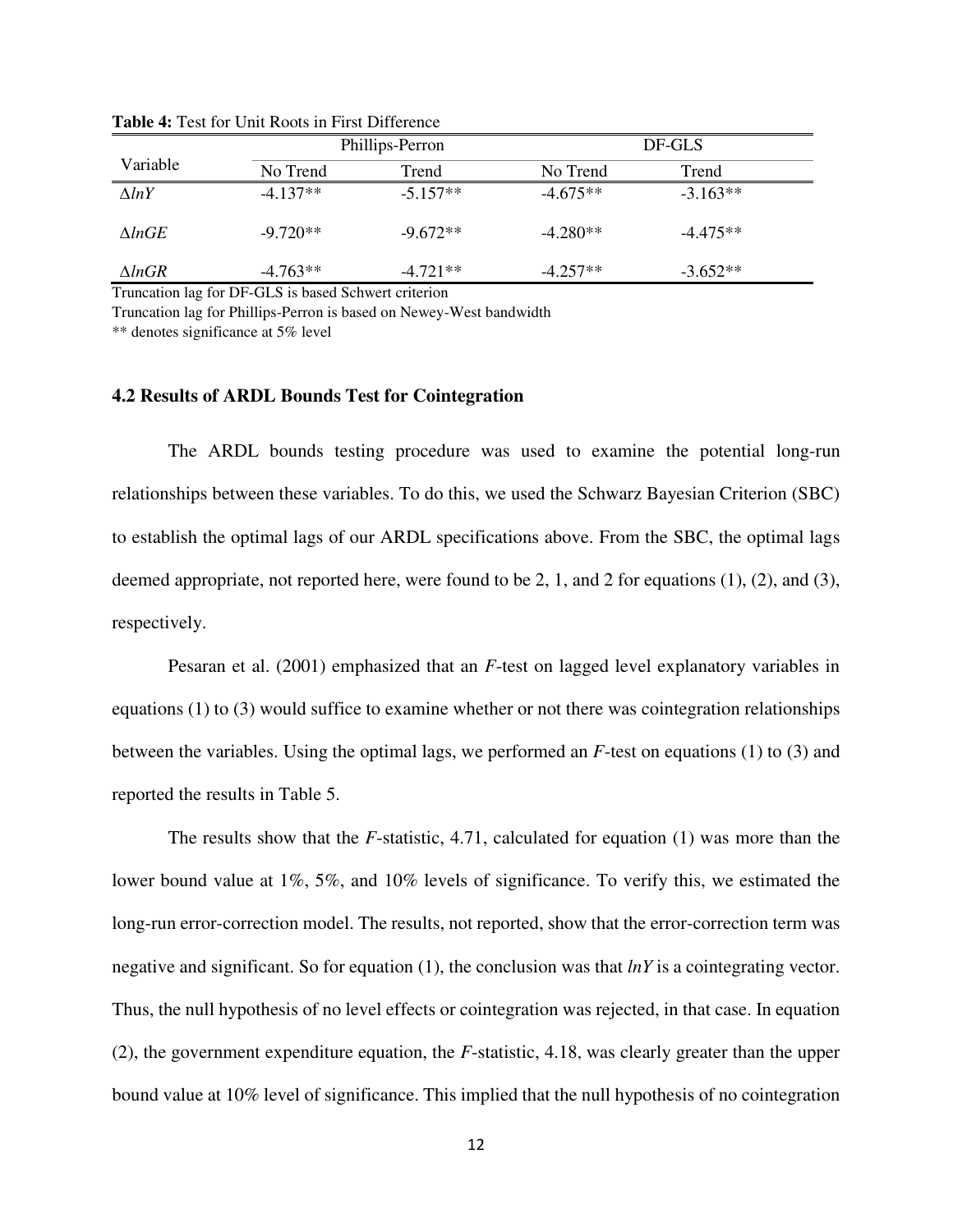**Table 4:** Test for Unit Roots in First Difference

| Variable | Phillips-Perron | | DF-GLS | |
|---|---|---|---|---|
| | No Trend | Trend | No Trend | Trend |
| $\Delta lnY$ | -4.137** | -5.157** | -4.675** | -3.163** |
| $\Delta lnGE$ | -9.720** | -9.672** | -4.280** | -4.475** |
| $\Delta lnGR$ | -4.763** | -4.721** | -4.257** | -3.652** |

Truncation lag for DF-GLS is based Schwert criterion

Truncation lag for Phillips-Perron is based on Newey-West bandwidth

** denotes significance at 5% level

### 4.2 Results of ARDL Bounds Test for Cointegration

The ARDL bounds testing procedure was used to examine the potential long-run relationships between these variables. To do this, we used the Schwarz Bayesian Criterion (SBC) to establish the optimal lags of our ARDL specifications above. From the SBC, the optimal lags deemed appropriate, not reported here, were found to be 2, 1, and 2 for equations (1), (2), and (3), respectively.

Pesaran et al. (2001) emphasized that an *F*-test on lagged level explanatory variables in equations (1) to (3) would suffice to examine whether or not there was cointegration relationships between the variables. Using the optimal lags, we performed an *F*-test on equations (1) to (3) and reported the results in Table 5.

The results show that the *F*-statistic, 4.71, calculated for equation (1) was more than the lower bound value at 1%, 5%, and 10% levels of significance. To verify this, we estimated the long-run error-correction model. The results, not reported, show that the error-correction term was negative and significant. So for equation (1), the conclusion was that $lnY$ is a cointegrating vector. Thus, the null hypothesis of no level effects or cointegration was rejected, in that case. In equation (2), the government expenditure equation, the *F*-statistic, 4.18, was clearly greater than the upper bound value at 10% level of significance. This implied that the null hypothesis of no cointegration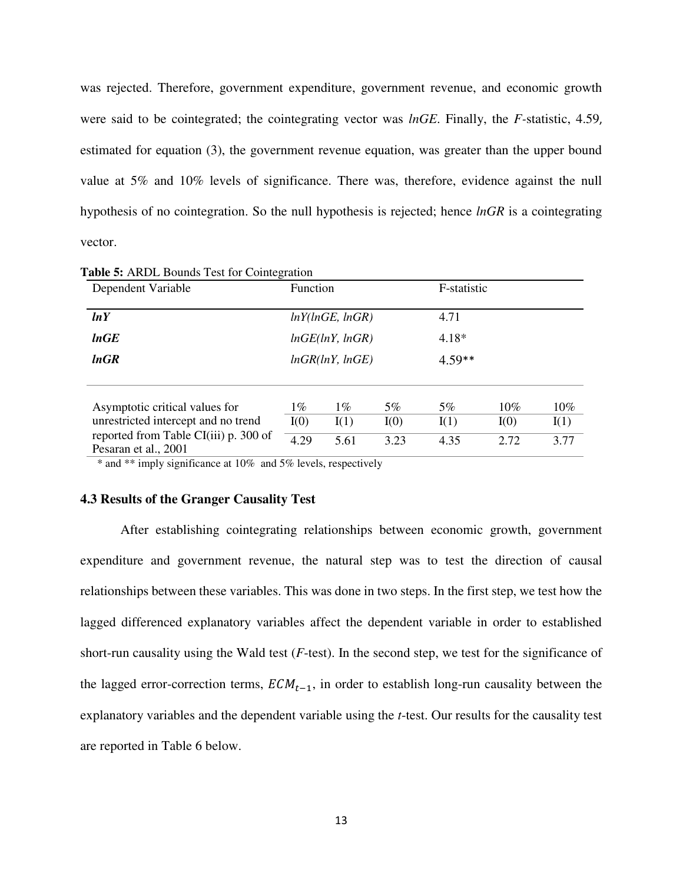was rejected. Therefore, government expenditure, government revenue, and economic growth were said to be cointegrated; the cointegrating vector was *lnGE*. Finally, the *F*-statistic, 4.59, estimated for equation (3), the government revenue equation, was greater than the upper bound value at 5% and 10% levels of significance. There was, therefore, evidence against the null hypothesis of no cointegration. So the null hypothesis is rejected; hence *lnGR* is a cointegrating vector.

**Table 5:** ARDL Bounds Test for Cointegration

| Dependent Variable | Function | | | F-statistic | | |
|---|---|---|---|---|---|---|
| ***lnY*** | *lnY(lnGE, lnGR)* | | | 4.71 | | |
| ***lnGE*** | *lnGE(lnY, lnGR)* | | | 4.18* | | |
| ***lnGR*** | *lnGR(lnY, lnGE)* | | | 4.59** | | |
| Asymptotic critical values for unrestricted intercept and no trend reported from Table CI(iii) p. 300 of Pesaran et al., 2001 | 1% I(0) | 1% I(1) | 5% I(0) | 5% I(1) | 10% I(0) | 10% I(1) |
| | 4.29 | 5.61 | 3.23 | 4.35 | 2.72 | 3.77 |

\* and ** imply significance at 10% and 5% levels, respectively

### 4.3 Results of the Granger Causality Test

After establishing cointegrating relationships between economic growth, government expenditure and government revenue, the natural step was to test the direction of causal relationships between these variables. This was done in two steps. In the first step, we test how the lagged differenced explanatory variables affect the dependent variable in order to established short-run causality using the Wald test (*F*-test). In the second step, we test for the significance of the lagged error-correction terms, $ECM_{t-1}$, in order to establish long-run causality between the explanatory variables and the dependent variable using the *t*-test. Our results for the causality test are reported in Table 6 below.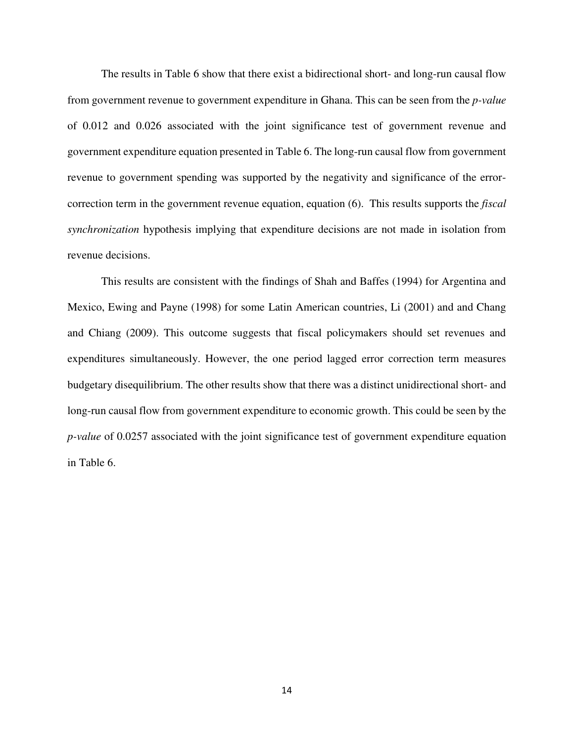The results in Table 6 show that there exist a bidirectional short- and long-run causal flow from government revenue to government expenditure in Ghana. This can be seen from the *p-value* of 0.012 and 0.026 associated with the joint significance test of government revenue and government expenditure equation presented in Table 6. The long-run causal flow from government revenue to government spending was supported by the negativity and significance of the error-correction term in the government revenue equation, equation (6). This results supports the *fiscal synchronization* hypothesis implying that expenditure decisions are not made in isolation from revenue decisions.

This results are consistent with the findings of Shah and Baffes (1994) for Argentina and Mexico, Ewing and Payne (1998) for some Latin American countries, Li (2001) and and Chang and Chiang (2009). This outcome suggests that fiscal policymakers should set revenues and expenditures simultaneously. However, the one period lagged error correction term measures budgetary disequilibrium. The other results show that there was a distinct unidirectional short- and long-run causal flow from government expenditure to economic growth. This could be seen by the *p-value* of 0.0257 associated with the joint significance test of government expenditure equation in Table 6.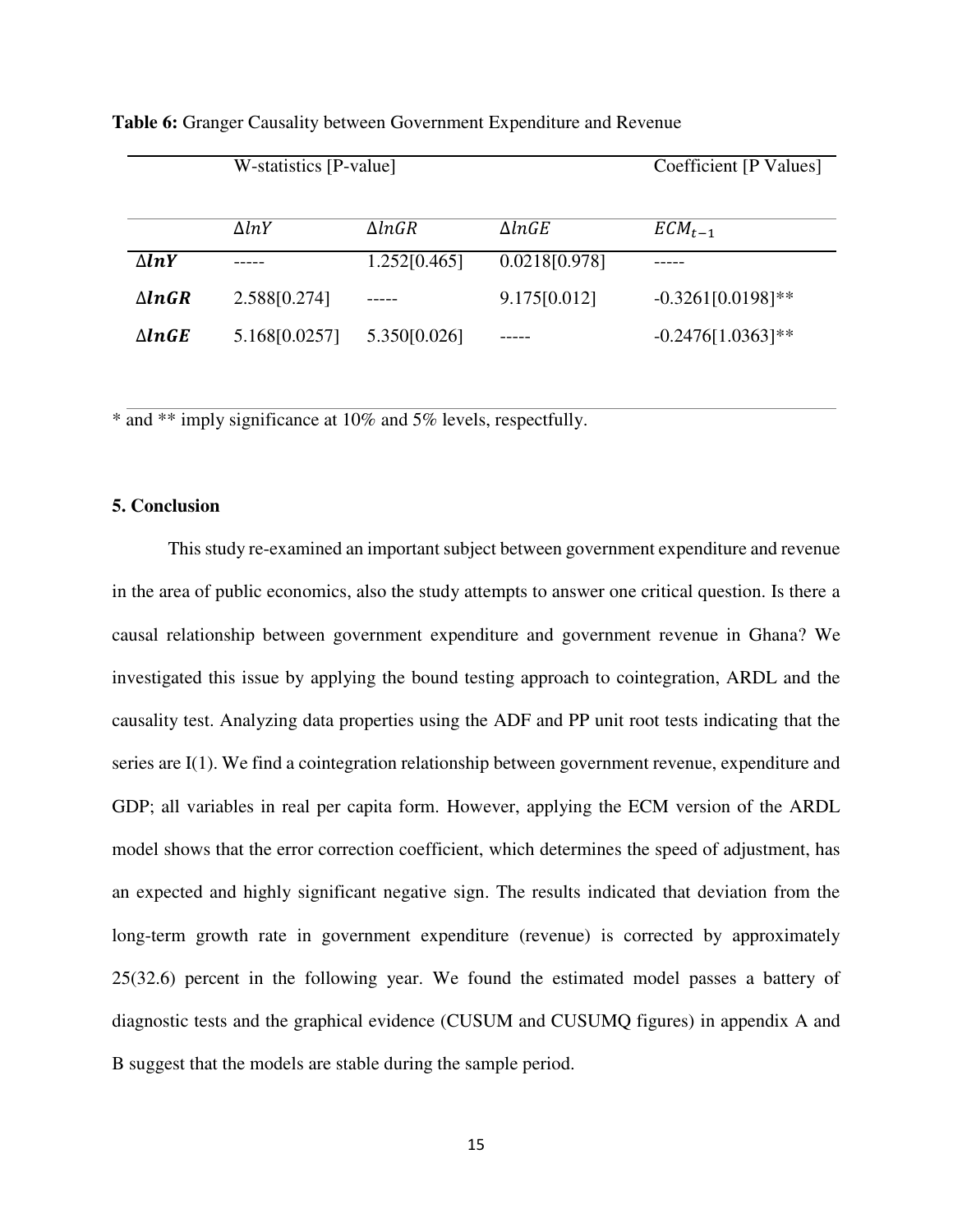**Table 6:** Granger Causality between Government Expenditure and Revenue

| | W-statistics [P-value] | | | Coefficient [P Values] |
|---|---|---|---|---|
| | $\Delta lnY$ | $\Delta lnGR$ | $\Delta lnGE$ | $ECM_{t-1}$ |
| $\Delta lnY$ | ----- | 1.252[0.465] | 0.0218[0.978] | ----- |
| $\Delta lnGR$ | 2.588[0.274] | ----- | 9.175[0.012] | -0.3261[0.0198]** |
| $\Delta lnGE$ | 5.168[0.0257] | 5.350[0.026] | ----- | -0.2476[1.0363]** |

* and ** imply significance at 10% and 5% levels, respectfully.

### 5. Conclusion

This study re-examined an important subject between government expenditure and revenue in the area of public economics, also the study attempts to answer one critical question. Is there a causal relationship between government expenditure and government revenue in Ghana? We investigated this issue by applying the bound testing approach to cointegration, ARDL and the causality test. Analyzing data properties using the ADF and PP unit root tests indicating that the series are I(1). We find a cointegration relationship between government revenue, expenditure and GDP; all variables in real per capita form. However, applying the ECM version of the ARDL model shows that the error correction coefficient, which determines the speed of adjustment, has an expected and highly significant negative sign. The results indicated that deviation from the long-term growth rate in government expenditure (revenue) is corrected by approximately 25(32.6) percent in the following year. We found the estimated model passes a battery of diagnostic tests and the graphical evidence (CUSUM and CUSUMQ figures) in appendix A and B suggest that the models are stable during the sample period.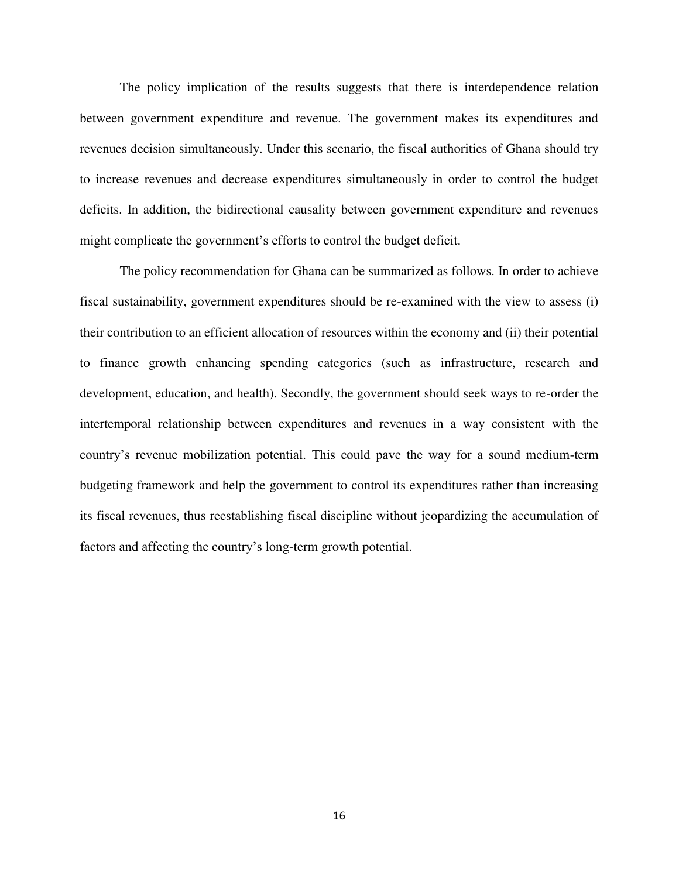The policy implication of the results suggests that there is interdependence relation between government expenditure and revenue. The government makes its expenditures and revenues decision simultaneously. Under this scenario, the fiscal authorities of Ghana should try to increase revenues and decrease expenditures simultaneously in order to control the budget deficits. In addition, the bidirectional causality between government expenditure and revenues might complicate the government's efforts to control the budget deficit.

The policy recommendation for Ghana can be summarized as follows. In order to achieve fiscal sustainability, government expenditures should be re-examined with the view to assess (i) their contribution to an efficient allocation of resources within the economy and (ii) their potential to finance growth enhancing spending categories (such as infrastructure, research and development, education, and health). Secondly, the government should seek ways to re-order the intertemporal relationship between expenditures and revenues in a way consistent with the country's revenue mobilization potential. This could pave the way for a sound medium-term budgeting framework and help the government to control its expenditures rather than increasing its fiscal revenues, thus reestablishing fiscal discipline without jeopardizing the accumulation of factors and affecting the country's long-term growth potential.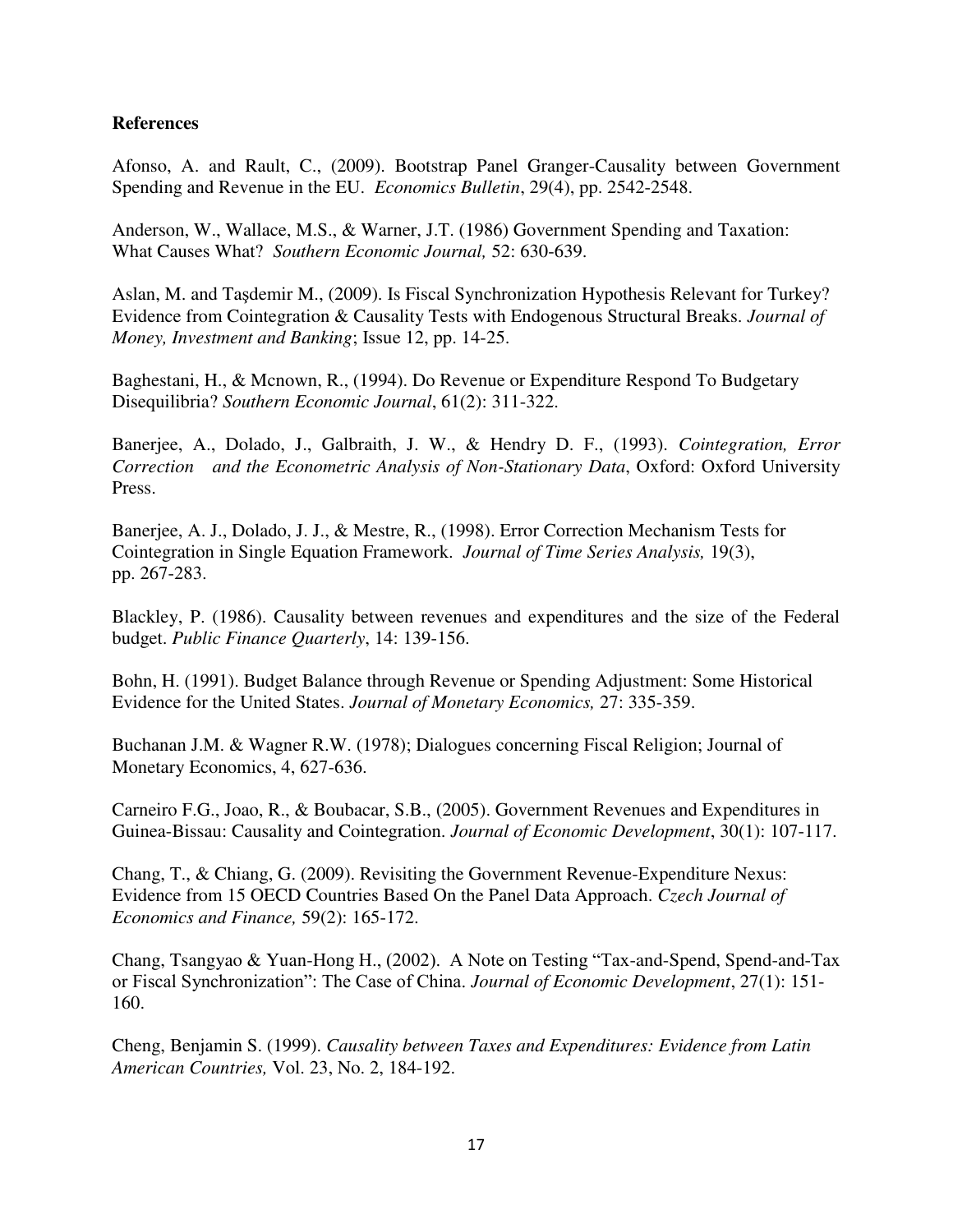**References**

Afonso, A. and Rault, C., (2009). Bootstrap Panel Granger-Causality between Government Spending and Revenue in the EU. *Economics Bulletin*, 29(4), pp. 2542-2548.

Anderson, W., Wallace, M.S., & Warner, J.T. (1986) Government Spending and Taxation: What Causes What? *Southern Economic Journal,* 52: 630-639.

Aslan, M. and Taşdemir M., (2009). Is Fiscal Synchronization Hypothesis Relevant for Turkey? Evidence from Cointegration & Causality Tests with Endogenous Structural Breaks. *Journal of Money, Investment and Banking*; Issue 12, pp. 14-25.

Baghestani, H., & Mcnown, R., (1994). Do Revenue or Expenditure Respond To Budgetary Disequilibria? *Southern Economic Journal*, 61(2): 311-322.

Banerjee, A., Dolado, J., Galbraith, J. W., & Hendry D. F., (1993). *Cointegration, Error Correction and the Econometric Analysis of Non-Stationary Data*, Oxford: Oxford University Press.

Banerjee, A. J., Dolado, J. J., & Mestre, R., (1998). Error Correction Mechanism Tests for Cointegration in Single Equation Framework. *Journal of Time Series Analysis,* 19(3), pp. 267-283.

Blackley, P. (1986). Causality between revenues and expenditures and the size of the Federal budget. *Public Finance Quarterly*, 14: 139-156.

Bohn, H. (1991). Budget Balance through Revenue or Spending Adjustment: Some Historical Evidence for the United States. *Journal of Monetary Economics,* 27: 335-359.

Buchanan J.M. & Wagner R.W. (1978); Dialogues concerning Fiscal Religion; Journal of Monetary Economics, 4, 627-636.

Carneiro F.G., Joao, R., & Boubacar, S.B., (2005). Government Revenues and Expenditures in Guinea-Bissau: Causality and Cointegration. *Journal of Economic Development*, 30(1): 107-117.

Chang, T., & Chiang, G. (2009). Revisiting the Government Revenue-Expenditure Nexus: Evidence from 15 OECD Countries Based On the Panel Data Approach. *Czech Journal of Economics and Finance,* 59(2): 165-172.

Chang, Tsangyao & Yuan-Hong H., (2002). A Note on Testing "Tax-and-Spend, Spend-and-Tax or Fiscal Synchronization": The Case of China. *Journal of Economic Development*, 27(1): 151-160.

Cheng, Benjamin S. (1999). *Causality between Taxes and Expenditures: Evidence from Latin American Countries,* Vol. 23, No. 2, 184-192.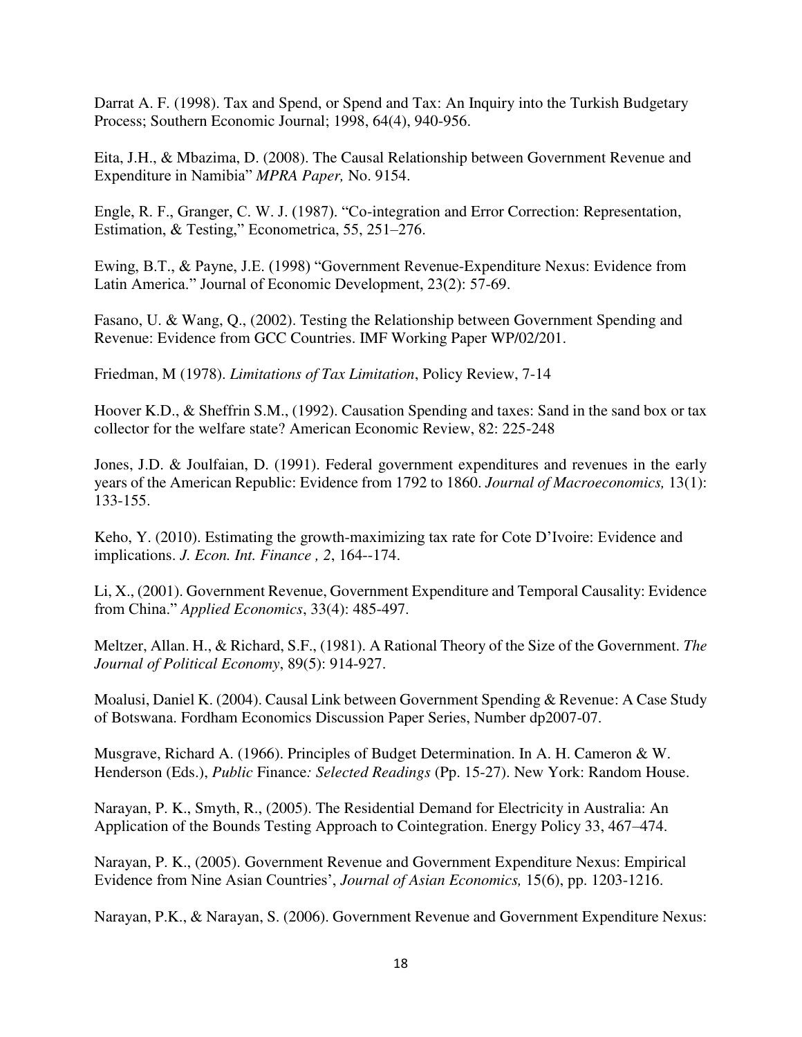Darrat A. F. (1998). Tax and Spend, or Spend and Tax: An Inquiry into the Turkish Budgetary Process; Southern Economic Journal; 1998, 64(4), 940-956.

Eita, J.H., & Mbazima, D. (2008). The Causal Relationship between Government Revenue and Expenditure in Namibia" *MPRA Paper,* No. 9154.

Engle, R. F., Granger, C. W. J. (1987). "Co-integration and Error Correction: Representation, Estimation, & Testing," Econometrica, 55, 251–276.

Ewing, B.T., & Payne, J.E. (1998) "Government Revenue-Expenditure Nexus: Evidence from Latin America." Journal of Economic Development, 23(2): 57-69.

Fasano, U. & Wang, Q., (2002). Testing the Relationship between Government Spending and Revenue: Evidence from GCC Countries. IMF Working Paper WP/02/201.

Friedman, M (1978). *Limitations of Tax Limitation*, Policy Review, 7-14

Hoover K.D., & Sheffrin S.M., (1992). Causation Spending and taxes: Sand in the sand box or tax collector for the welfare state? American Economic Review, 82: 225-248

Jones, J.D. & Joulfaian, D. (1991). Federal government expenditures and revenues in the early years of the American Republic: Evidence from 1792 to 1860. *Journal of Macroeconomics,* 13(1): 133-155.

Keho, Y. (2010). Estimating the growth-maximizing tax rate for Cote D'Ivoire: Evidence and implications. *J. Econ. Int. Finance , 2*, 164--174.

Li, X., (2001). Government Revenue, Government Expenditure and Temporal Causality: Evidence from China." *Applied Economics*, 33(4): 485-497.

Meltzer, Allan. H., & Richard, S.F., (1981). A Rational Theory of the Size of the Government. *The Journal of Political Economy*, 89(5): 914-927.

Moalusi, Daniel K. (2004). Causal Link between Government Spending & Revenue: A Case Study of Botswana. Fordham Economics Discussion Paper Series, Number dp2007-07.

Musgrave, Richard A. (1966). Principles of Budget Determination. In A. H. Cameron & W. Henderson (Eds.), *Public* Finance*: Selected Readings* (Pp. 15-27). New York: Random House.

Narayan, P. K., Smyth, R., (2005). The Residential Demand for Electricity in Australia: An Application of the Bounds Testing Approach to Cointegration. Energy Policy 33, 467–474.

Narayan, P. K., (2005). Government Revenue and Government Expenditure Nexus: Empirical Evidence from Nine Asian Countries', *Journal of Asian Economics,* 15(6), pp. 1203-1216.

Narayan, P.K., & Narayan, S. (2006). Government Revenue and Government Expenditure Nexus: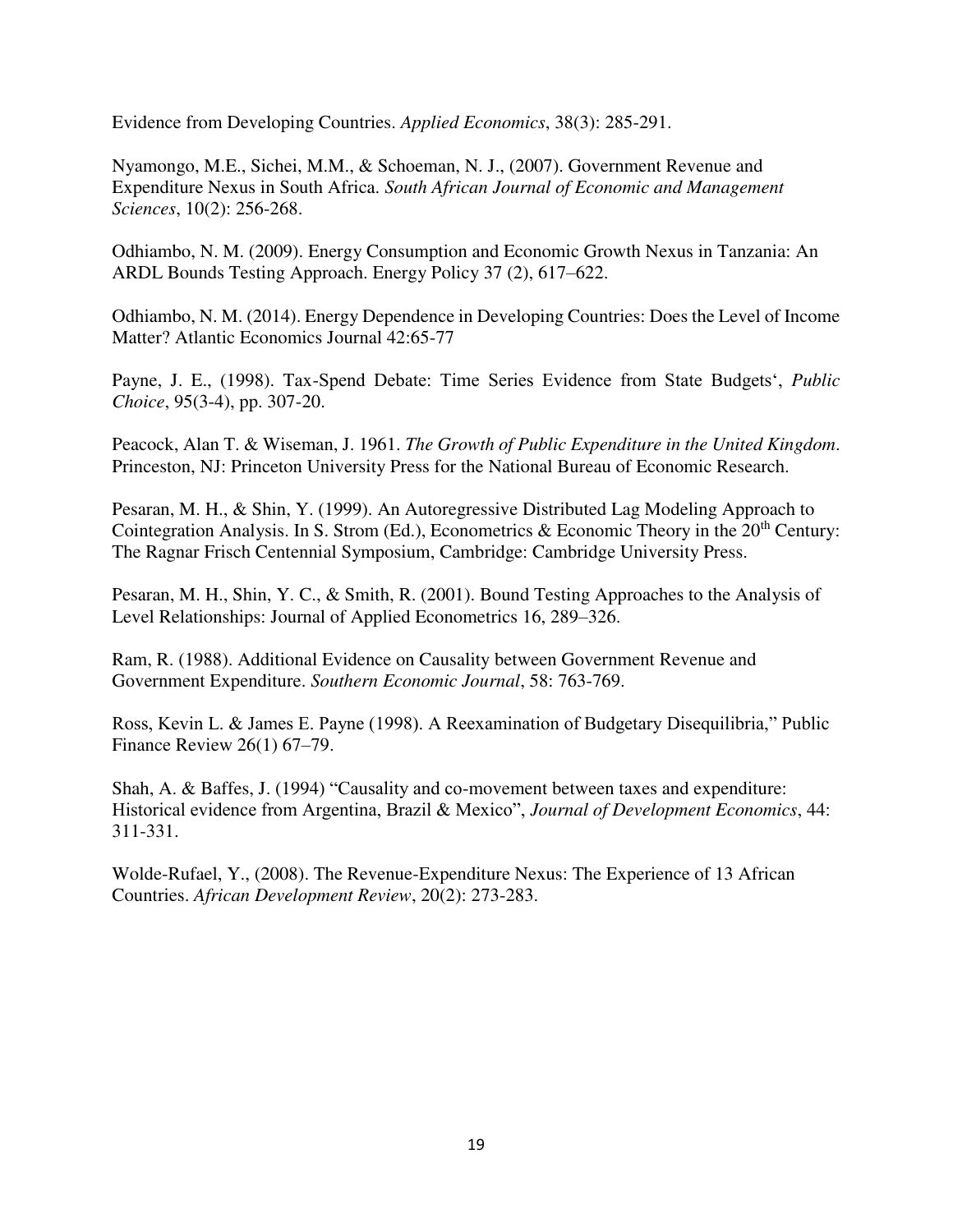Evidence from Developing Countries. *Applied Economics*, 38(3): 285-291.

Nyamongo, M.E., Sichei, M.M., & Schoeman, N. J., (2007). Government Revenue and Expenditure Nexus in South Africa. *South African Journal of Economic and Management Sciences*, 10(2): 256-268.

Odhiambo, N. M. (2009). Energy Consumption and Economic Growth Nexus in Tanzania: An ARDL Bounds Testing Approach. Energy Policy 37 (2), 617–622.

Odhiambo, N. M. (2014). Energy Dependence in Developing Countries: Does the Level of Income Matter? Atlantic Economics Journal 42:65-77

Payne, J. E., (1998). Tax-Spend Debate: Time Series Evidence from State Budgets', *Public Choice*, 95(3-4), pp. 307-20.

Peacock, Alan T. & Wiseman, J. 1961. *The Growth of Public Expenditure in the United Kingdom*. Princeton, NJ: Princeton University Press for the National Bureau of Economic Research.

Pesaran, M. H., & Shin, Y. (1999). An Autoregressive Distributed Lag Modeling Approach to Cointegration Analysis. In S. Strom (Ed.), Econometrics & Economic Theory in the 20th Century: The Ragnar Frisch Centennial Symposium, Cambridge: Cambridge University Press.

Pesaran, M. H., Shin, Y. C., & Smith, R. (2001). Bound Testing Approaches to the Analysis of Level Relationships: Journal of Applied Econometrics 16, 289–326.

Ram, R. (1988). Additional Evidence on Causality between Government Revenue and Government Expenditure. *Southern Economic Journal*, 58: 763-769.

Ross, Kevin L. & James E. Payne (1998). A Reexamination of Budgetary Disequilibria," Public Finance Review 26(1) 67–79.

Shah, A. & Baffes, J. (1994) "Causality and co-movement between taxes and expenditure: Historical evidence from Argentina, Brazil & Mexico", *Journal of Development Economics*, 44: 311-331.

Wolde-Rufael, Y., (2008). The Revenue-Expenditure Nexus: The Experience of 13 African Countries. *African Development Review*, 20(2): 273-283.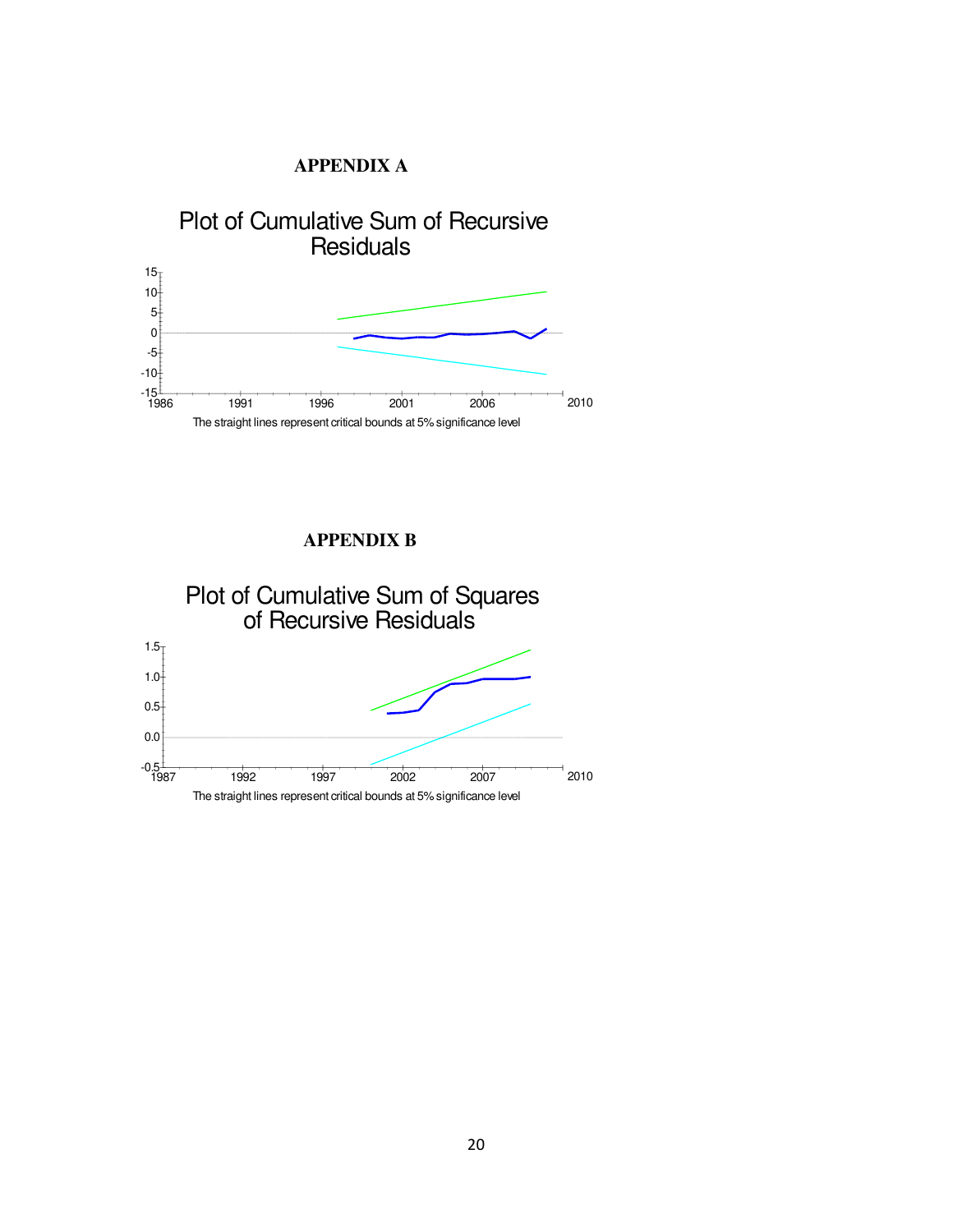# APPENDIX A

Plot of Cumulative Sum of Recursive Residuals

15
10
5
0
-5
-10
-15
1986
1991
1996
2001
2006
2010

The straight lines represent critical bounds at 5% significance level

# APPENDIX B

Plot of Cumulative Sum of Squares of Recursive Residuals

1.5
1.0
0.5
0.0
-0.5
1987
1992
1997
2002
2007
2010

The straight lines represent critical bounds at 5% significance level